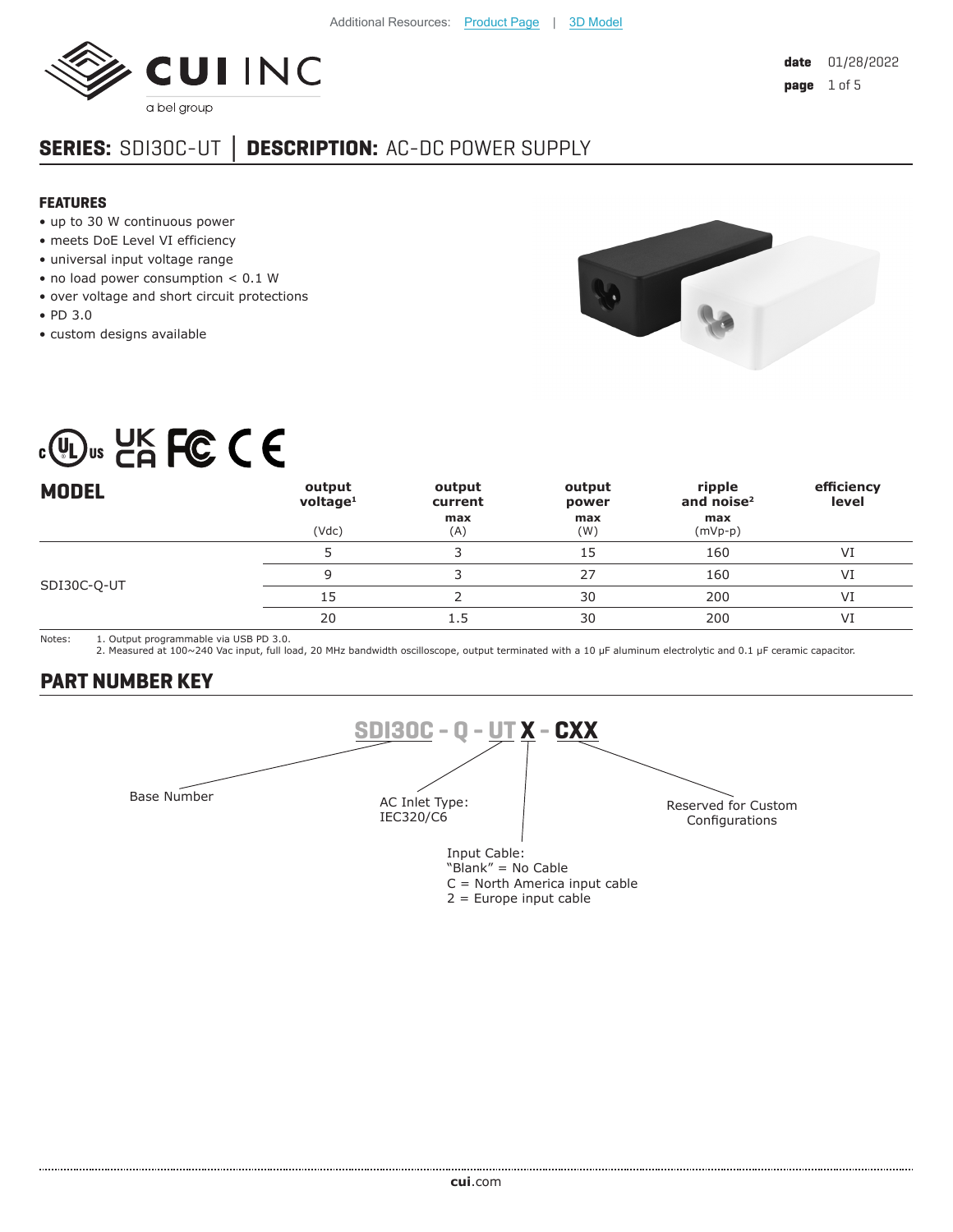Additional Resources: Product Page | 3D Model

date 01/28/2022

## SERIES: SDI30C-UT │ DESCRIPTION: AC-DC POWER SUPPLY

### FEATURES

- up to 30 W continuous power
- meets DoE Level VI efficiency
- universal input voltage range
- no load power consumption < 0.1 W
- over voltage and short circuit protections
- PD 3.0
- custom designs available

| MODEL | output voltage[1] (Vdc) | output current max (A) | output power max (W) | ripple and noise[2] max (mVp-p) | efficiency level |
|---|---|---|---|---|---|
| SDI30C-Q-UT | 5 | 3 | 15 | 160 | VI |
| | 9 | 3 | 27 | 160 | VI |
| | 15 | 2 | 30 | 200 | VI |
| | 20 | 1.5 | 30 | 200 | VI |

Notes:
1. Output programmable via USB PD 3.0.
2. Measured at 100~240 Vac input, full load, 20 MHz bandwidth oscilloscope, output terminated with a 10 μF aluminum electrolytic and 0.1 μF ceramic capacitor.

### PART NUMBER KEY

**SDI30C - Q - UT X - CXX**

- SDI30C: Base Number
- Q: AC Inlet Type: IEC320/C6
- X: Input Cable:
  - "Blank" = No Cable
  - C = North America input cable
  - 2 = Europe input cable
- CXX: Reserved for Custom Configurations

**cui**.com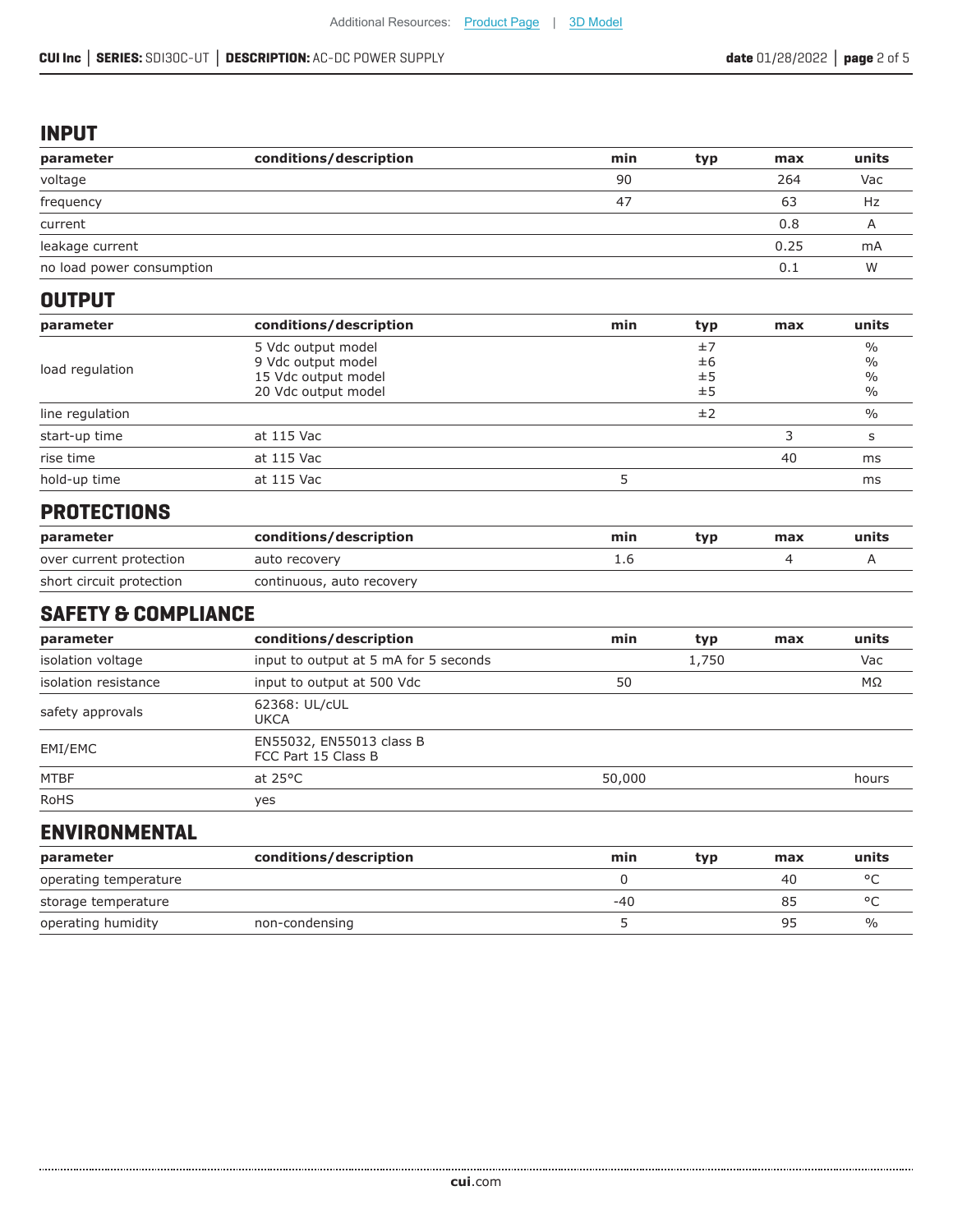## INPUT

| parameter | conditions/description | min | typ | max | units |
|---|---|---|---|---|---|
| voltage | | 90 | | 264 | Vac |
| frequency | | 47 | | 63 | Hz |
| current | | | | 0.8 | A |
| leakage current | | | | 0.25 | mA |
| no load power consumption | | | | 0.1 | W |

## OUTPUT

| parameter | conditions/description | min | typ | max | units |
|---|---|---|---|---|---|
| load regulation | 5 Vdc output model<br>9 Vdc output model<br>15 Vdc output model<br>20 Vdc output model | | ±7<br>±6<br>±5<br>±5 | | %<br>%<br>%<br>% |
| line regulation | | | ±2 | | % |
| start-up time | at 115 Vac | | | 3 | s |
| rise time | at 115 Vac | | | 40 | ms |
| hold-up time | at 115 Vac | 5 | | | ms |

## PROTECTIONS

| parameter | conditions/description | min | typ | max | units |
|---|---|---|---|---|---|
| over current protection | auto recovery | 1.6 | | 4 | A |
| short circuit protection | continuous, auto recovery | | | | |

## SAFETY & COMPLIANCE

| parameter | conditions/description | min | typ | max | units |
|---|---|---|---|---|---|
| isolation voltage | input to output at 5 mA for 5 seconds | | 1,750 | | Vac |
| isolation resistance | input to output at 500 Vdc | 50 | | | MΩ |
| safety approvals | 62368: UL/cUL<br>UKCA | | | | |
| EMI/EMC | EN55032, EN55013 class B<br>FCC Part 15 Class B | | | | |
| MTBF | at 25°C | 50,000 | | | hours |
| RoHS | yes | | | | |

## ENVIRONMENTAL

| parameter | conditions/description | min | typ | max | units |
|---|---|---|---|---|---|
| operating temperature | | 0 | | 40 | °C |
| storage temperature | | -40 | | 85 | °C |
| operating humidity | non-condensing | 5 | | 95 | % |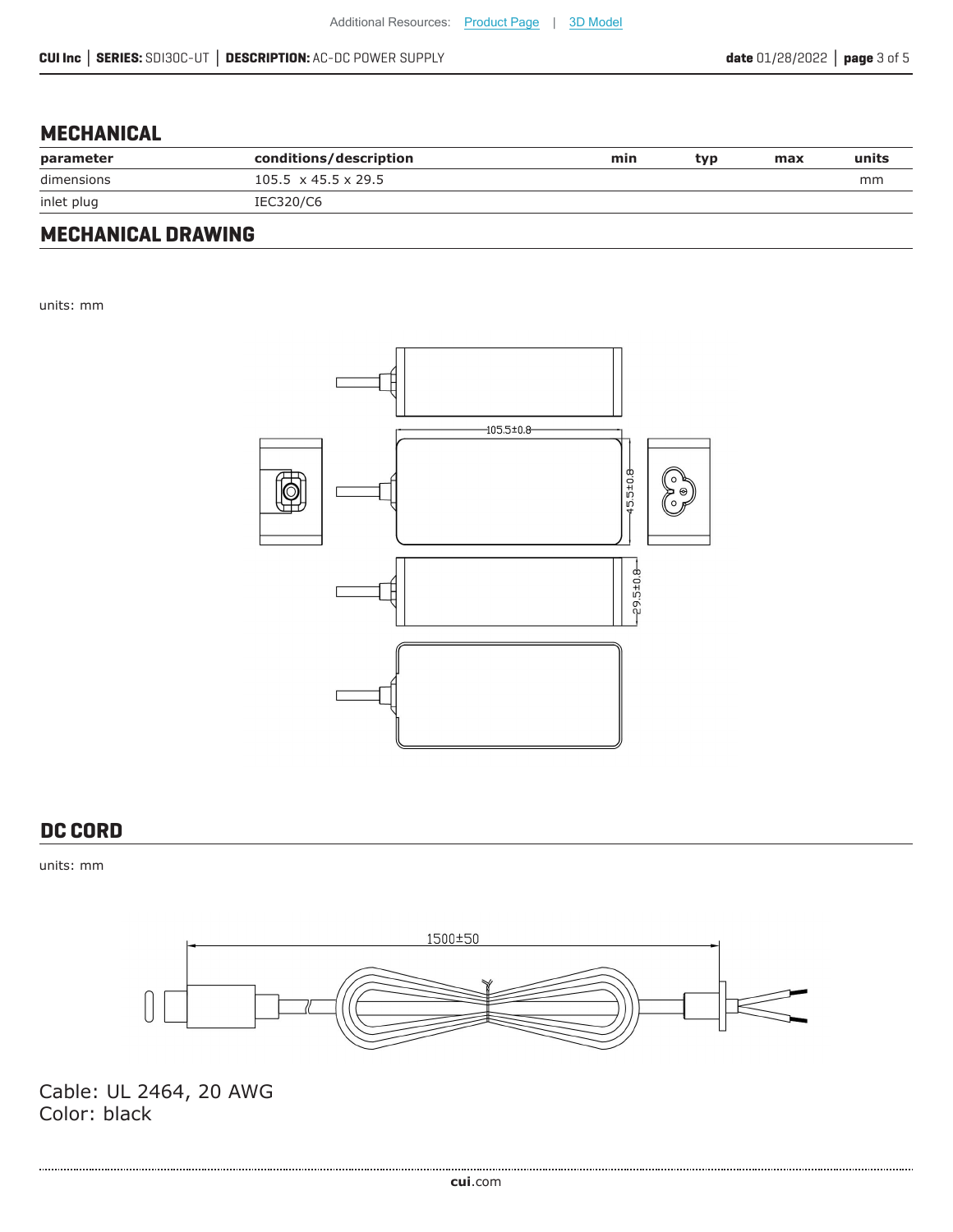## MECHANICAL

| parameter | conditions/description | min | typ | max | units |
|---|---|---|---|---|---|
| dimensions | 105.5 x 45.5 x 29.5 | | | | mm |
| inlet plug | IEC320/C6 | | | | |

## MECHANICAL DRAWING

units: mm

## DC CORD

units: mm

Cable: UL 2464, 20 AWG
Color: black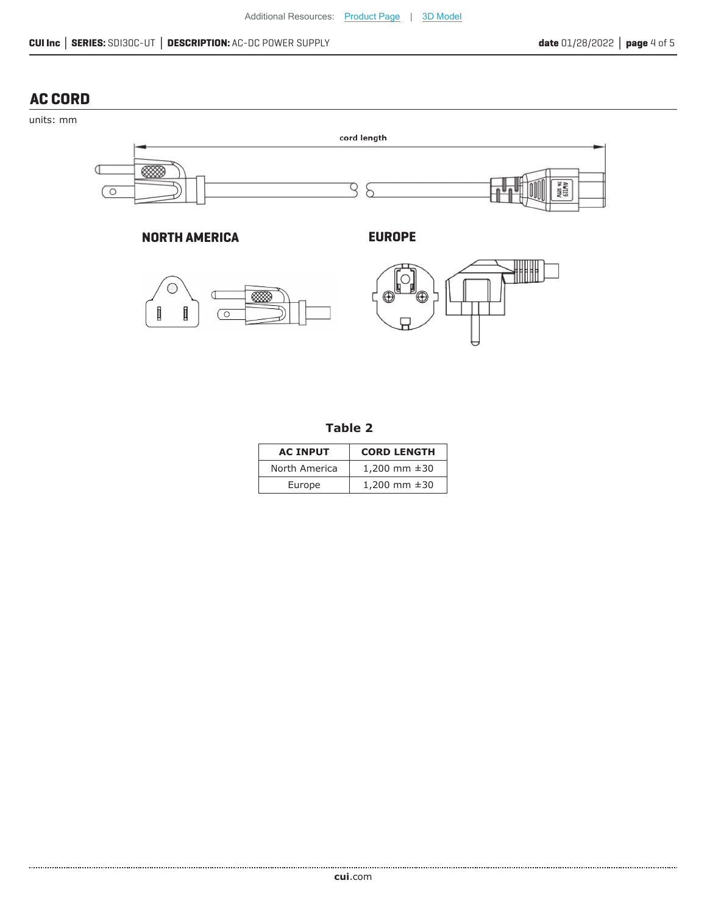## AC CORD

units: mm

cord length

NORTH AMERICA

EUROPE

**Table 2**

| AC INPUT | CORD LENGTH |
| --- | --- |
| North America | 1,200 mm ±30 |
| Europe | 1,200 mm ±30 |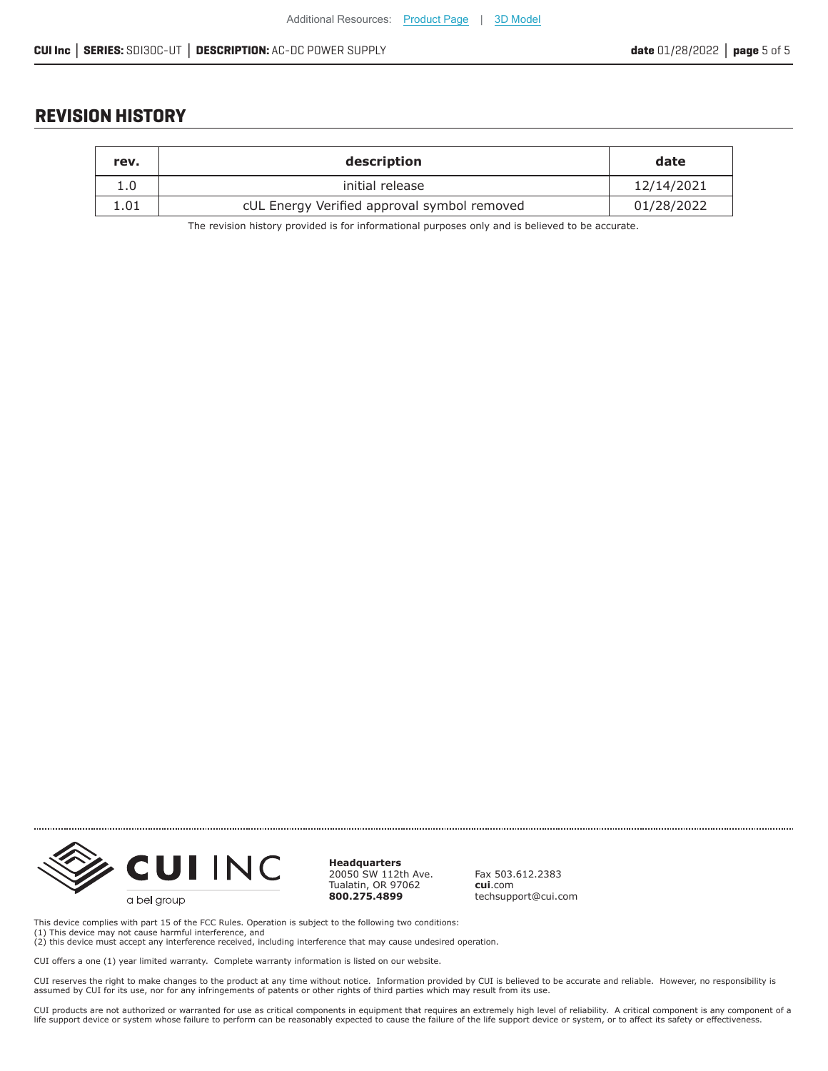## REVISION HISTORY

| rev. | description | date |
|---|---|---|
| 1.0 | initial release | 12/14/2021 |
| 1.01 | cUL Energy Verified approval symbol removed | 01/28/2022 |

The revision history provided is for informational purposes only and is believed to be accurate.

CUI INC
a bel group

**Headquarters**
20050 SW 112th Ave.
Tualatin, OR 97062
**800.275.4899**

Fax 503.612.2383
**cui**.com
techsupport@cui.com

This device complies with part 15 of the FCC Rules. Operation is subject to the following two conditions:
(1) This device may not cause harmful interference, and
(2) this device must accept any interference received, including interference that may cause undesired operation.

CUI offers a one (1) year limited warranty. Complete warranty information is listed on our website.

CUI reserves the right to make changes to the product at any time without notice. Information provided by CUI is believed to be accurate and reliable. However, no responsibility is assumed by CUI for its use, nor for any infringements of patents or other rights of third parties which may result from its use.

CUI products are not authorized or warranted for use as critical components in equipment that requires an extremely high level of reliability. A critical component is any component of a life support device or system whose failure to perform can be reasonably expected to cause the failure of the life support device or system, or to affect its safety or effectiveness.